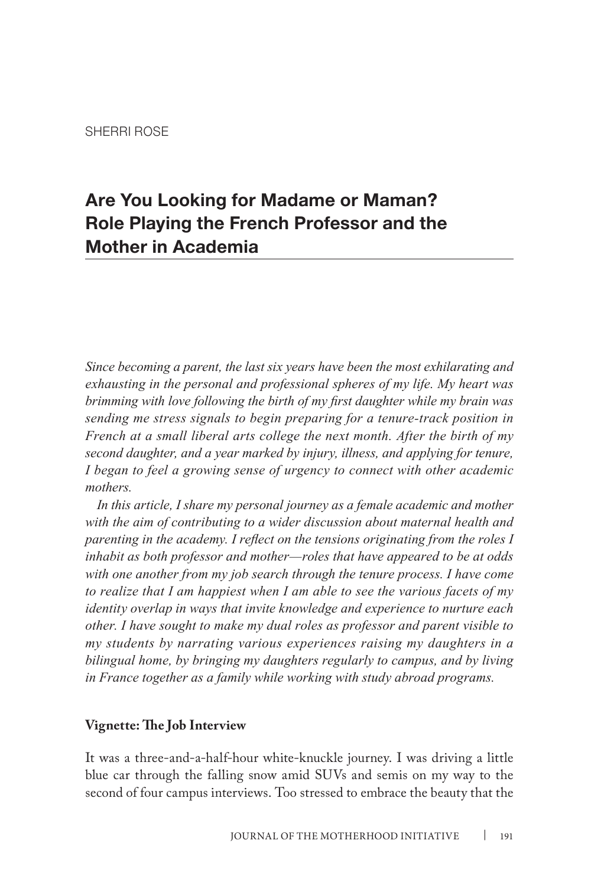SHERRI ROSE

# Are You Looking for Madame or Maman? Role Playing the French Professor and the Mother in Academia

*Since becoming a parent, the last six years have been the most exhilarating and exhausting in the personal and professional spheres of my life. My heart was brimming with love following the birth of my first daughter while my brain was sending me stress signals to begin preparing for a tenure-track position in French at a small liberal arts college the next month. After the birth of my second daughter, and a year marked by injury, illness, and applying for tenure, I began to feel a growing sense of urgency to connect with other academic mothers.*

*In this article, I share my personal journey as a female academic and mother with the aim of contributing to a wider discussion about maternal health and parenting in the academy. I reflect on the tensions originating from the roles I inhabit as both professor and mother—roles that have appeared to be at odds with one another from my job search through the tenure process. I have come to realize that I am happiest when I am able to see the various facets of my identity overlap in ways that invite knowledge and experience to nurture each other. I have sought to make my dual roles as professor and parent visible to my students by narrating various experiences raising my daughters in a bilingual home, by bringing my daughters regularly to campus, and by living in France together as a family while working with study abroad programs.*

**Vignette: The Job Interview**

It was a three-and-a-half-hour white-knuckle journey. I was driving a little blue car through the falling snow amid SUVs and semis on my way to the second of four campus interviews. Too stressed to embrace the beauty that the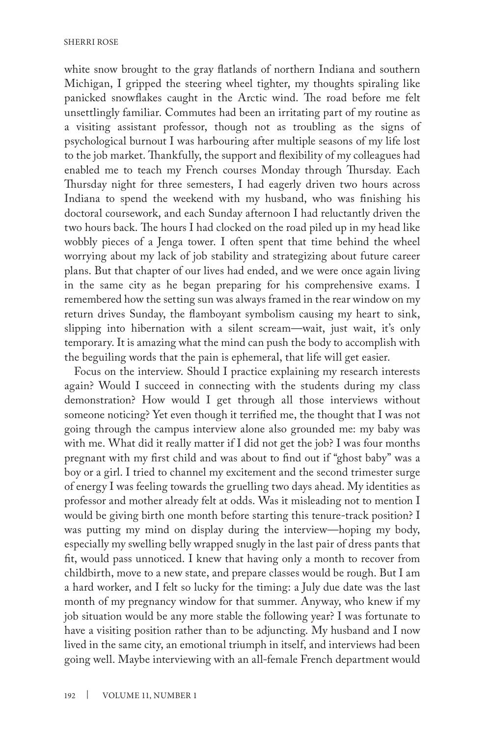white snow brought to the gray flatlands of northern Indiana and southern Michigan, I gripped the steering wheel tighter, my thoughts spiraling like panicked snowflakes caught in the Arctic wind. The road before me felt unsettlingly familiar. Commutes had been an irritating part of my routine as a visiting assistant professor, though not as troubling as the signs of psychological burnout I was harbouring after multiple seasons of my life lost to the job market. Thankfully, the support and flexibility of my colleagues had enabled me to teach my French courses Monday through Thursday. Each Thursday night for three semesters, I had eagerly driven two hours across Indiana to spend the weekend with my husband, who was finishing his doctoral coursework, and each Sunday afternoon I had reluctantly driven the two hours back. The hours I had clocked on the road piled up in my head like wobbly pieces of a Jenga tower. I often spent that time behind the wheel worrying about my lack of job stability and strategizing about future career plans. But that chapter of our lives had ended, and we were once again living in the same city as he began preparing for his comprehensive exams. I remembered how the setting sun was always framed in the rear window on my return drives Sunday, the flamboyant symbolism causing my heart to sink, slipping into hibernation with a silent scream—wait, just wait, it's only temporary. It is amazing what the mind can push the body to accomplish with the beguiling words that the pain is ephemeral, that life will get easier.

Focus on the interview. Should I practice explaining my research interests again? Would I succeed in connecting with the students during my class demonstration? How would I get through all those interviews without someone noticing? Yet even though it terrified me, the thought that I was not going through the campus interview alone also grounded me: my baby was with me. What did it really matter if I did not get the job? I was four months pregnant with my first child and was about to find out if "ghost baby" was a boy or a girl. I tried to channel my excitement and the second trimester surge of energy I was feeling towards the gruelling two days ahead. My identities as professor and mother already felt at odds. Was it misleading not to mention I would be giving birth one month before starting this tenure-track position? I was putting my mind on display during the interview—hoping my body, especially my swelling belly wrapped snugly in the last pair of dress pants that fit, would pass unnoticed. I knew that having only a month to recover from childbirth, move to a new state, and prepare classes would be rough. But I am a hard worker, and I felt so lucky for the timing: a July due date was the last month of my pregnancy window for that summer. Anyway, who knew if my job situation would be any more stable the following year? I was fortunate to have a visiting position rather than to be adjuncting. My husband and I now lived in the same city, an emotional triumph in itself, and interviews had been going well. Maybe interviewing with an all-female French department would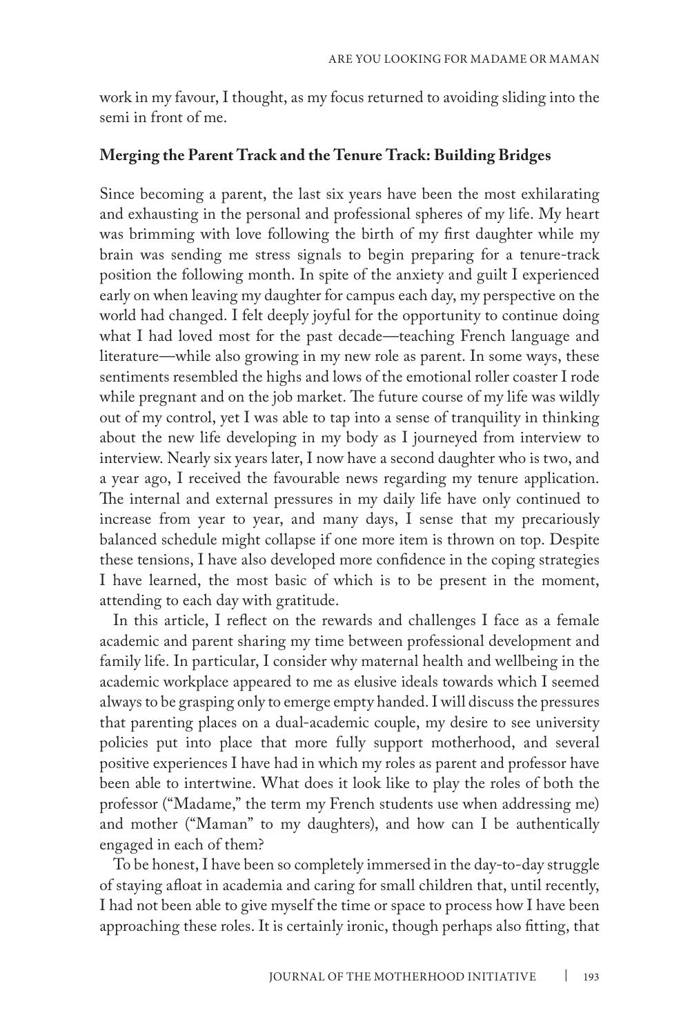work in my favour, I thought, as my focus returned to avoiding sliding into the semi in front of me.

## Merging the Parent Track and the Tenure Track: Building Bridges

Since becoming a parent, the last six years have been the most exhilarating and exhausting in the personal and professional spheres of my life. My heart was brimming with love following the birth of my first daughter while my brain was sending me stress signals to begin preparing for a tenure-track position the following month. In spite of the anxiety and guilt I experienced early on when leaving my daughter for campus each day, my perspective on the world had changed. I felt deeply joyful for the opportunity to continue doing what I had loved most for the past decade—teaching French language and literature—while also growing in my new role as parent. In some ways, these sentiments resembled the highs and lows of the emotional roller coaster I rode while pregnant and on the job market. The future course of my life was wildly out of my control, yet I was able to tap into a sense of tranquility in thinking about the new life developing in my body as I journeyed from interview to interview. Nearly six years later, I now have a second daughter who is two, and a year ago, I received the favourable news regarding my tenure application. The internal and external pressures in my daily life have only continued to increase from year to year, and many days, I sense that my precariously balanced schedule might collapse if one more item is thrown on top. Despite these tensions, I have also developed more confidence in the coping strategies I have learned, the most basic of which is to be present in the moment, attending to each day with gratitude.

In this article, I reflect on the rewards and challenges I face as a female academic and parent sharing my time between professional development and family life. In particular, I consider why maternal health and wellbeing in the academic workplace appeared to me as elusive ideals towards which I seemed always to be grasping only to emerge empty handed. I will discuss the pressures that parenting places on a dual-academic couple, my desire to see university policies put into place that more fully support motherhood, and several positive experiences I have had in which my roles as parent and professor have been able to intertwine. What does it look like to play the roles of both the professor ("Madame," the term my French students use when addressing me) and mother ("Maman" to my daughters), and how can I be authentically engaged in each of them?

To be honest, I have been so completely immersed in the day-to-day struggle of staying afloat in academia and caring for small children that, until recently, I had not been able to give myself the time or space to process how I have been approaching these roles. It is certainly ironic, though perhaps also fitting, that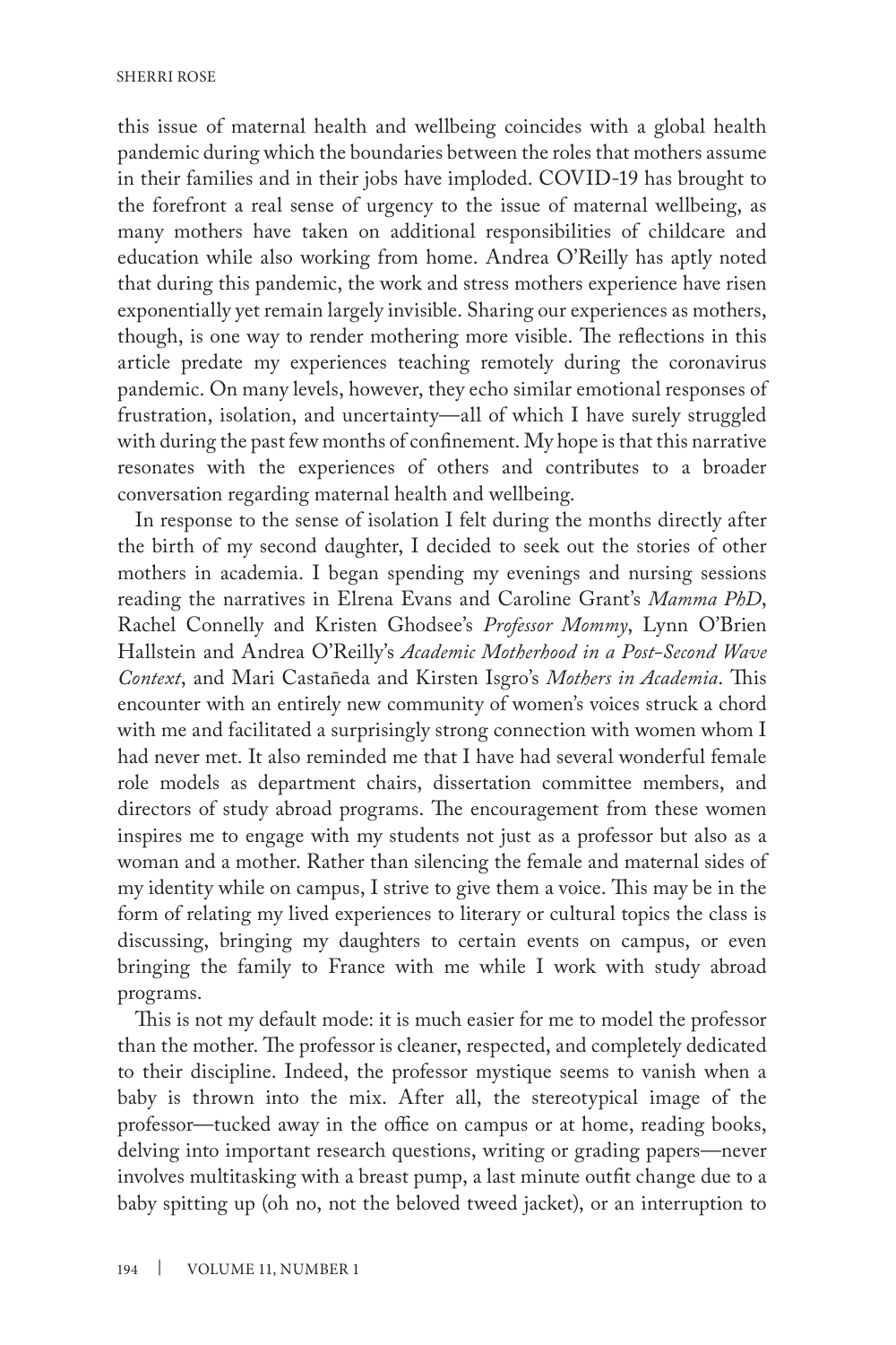this issue of maternal health and wellbeing coincides with a global health pandemic during which the boundaries between the roles that mothers assume in their families and in their jobs have imploded. COVID-19 has brought to the forefront a real sense of urgency to the issue of maternal wellbeing, as many mothers have taken on additional responsibilities of childcare and education while also working from home. Andrea O'Reilly has aptly noted that during this pandemic, the work and stress mothers experience have risen exponentially yet remain largely invisible. Sharing our experiences as mothers, though, is one way to render mothering more visible. The reflections in this article predate my experiences teaching remotely during the coronavirus pandemic. On many levels, however, they echo similar emotional responses of frustration, isolation, and uncertainty—all of which I have surely struggled with during the past few months of confinement. My hope is that this narrative resonates with the experiences of others and contributes to a broader conversation regarding maternal health and wellbeing.

In response to the sense of isolation I felt during the months directly after the birth of my second daughter, I decided to seek out the stories of other mothers in academia. I began spending my evenings and nursing sessions reading the narratives in Elrena Evans and Caroline Grant's *Mamma PhD*, Rachel Connelly and Kristen Ghodsee's *Professor Mommy*, Lynn O'Brien Hallstein and Andrea O'Reilly's *Academic Motherhood in a Post-Second Wave Context*, and Mari Castañeda and Kirsten Isgro's *Mothers in Academia*. This encounter with an entirely new community of women's voices struck a chord with me and facilitated a surprisingly strong connection with women whom I had never met. It also reminded me that I have had several wonderful female role models as department chairs, dissertation committee members, and directors of study abroad programs. The encouragement from these women inspires me to engage with my students not just as a professor but also as a woman and a mother. Rather than silencing the female and maternal sides of my identity while on campus, I strive to give them a voice. This may be in the form of relating my lived experiences to literary or cultural topics the class is discussing, bringing my daughters to certain events on campus, or even bringing the family to France with me while I work with study abroad programs.

This is not my default mode: it is much easier for me to model the professor than the mother. The professor is cleaner, respected, and completely dedicated to their discipline. Indeed, the professor mystique seems to vanish when a baby is thrown into the mix. After all, the stereotypical image of the professor—tucked away in the office on campus or at home, reading books, delving into important research questions, writing or grading papers—never involves multitasking with a breast pump, a last minute outfit change due to a baby spitting up (oh no, not the beloved tweed jacket), or an interruption to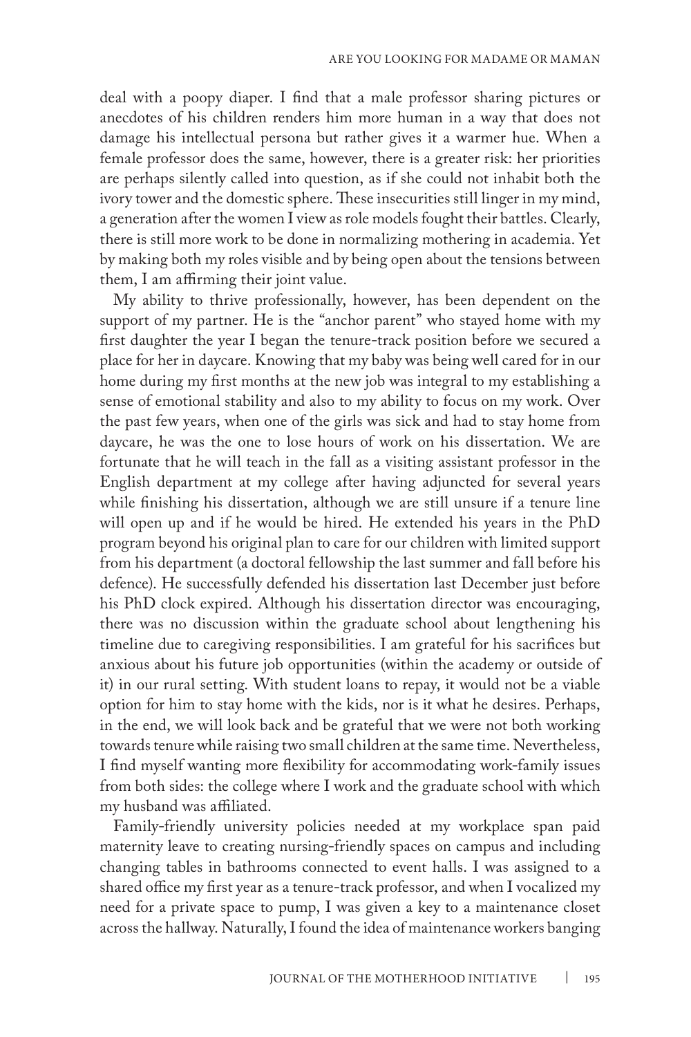deal with a poopy diaper. I find that a male professor sharing pictures or anecdotes of his children renders him more human in a way that does not damage his intellectual persona but rather gives it a warmer hue. When a female professor does the same, however, there is a greater risk: her priorities are perhaps silently called into question, as if she could not inhabit both the ivory tower and the domestic sphere. These insecurities still linger in my mind, a generation after the women I view as role models fought their battles. Clearly, there is still more work to be done in normalizing mothering in academia. Yet by making both my roles visible and by being open about the tensions between them, I am affirming their joint value.

My ability to thrive professionally, however, has been dependent on the support of my partner. He is the "anchor parent" who stayed home with my first daughter the year I began the tenure-track position before we secured a place for her in daycare. Knowing that my baby was being well cared for in our home during my first months at the new job was integral to my establishing a sense of emotional stability and also to my ability to focus on my work. Over the past few years, when one of the girls was sick and had to stay home from daycare, he was the one to lose hours of work on his dissertation. We are fortunate that he will teach in the fall as a visiting assistant professor in the English department at my college after having adjuncted for several years while finishing his dissertation, although we are still unsure if a tenure line will open up and if he would be hired. He extended his years in the PhD program beyond his original plan to care for our children with limited support from his department (a doctoral fellowship the last summer and fall before his defence). He successfully defended his dissertation last December just before his PhD clock expired. Although his dissertation director was encouraging, there was no discussion within the graduate school about lengthening his timeline due to caregiving responsibilities. I am grateful for his sacrifices but anxious about his future job opportunities (within the academy or outside of it) in our rural setting. With student loans to repay, it would not be a viable option for him to stay home with the kids, nor is it what he desires. Perhaps, in the end, we will look back and be grateful that we were not both working towards tenure while raising two small children at the same time. Nevertheless, I find myself wanting more flexibility for accommodating work-family issues from both sides: the college where I work and the graduate school with which my husband was affiliated.

Family-friendly university policies needed at my workplace span paid maternity leave to creating nursing-friendly spaces on campus and including changing tables in bathrooms connected to event halls. I was assigned to a shared office my first year as a tenure-track professor, and when I vocalized my need for a private space to pump, I was given a key to a maintenance closet across the hallway. Naturally, I found the idea of maintenance workers banging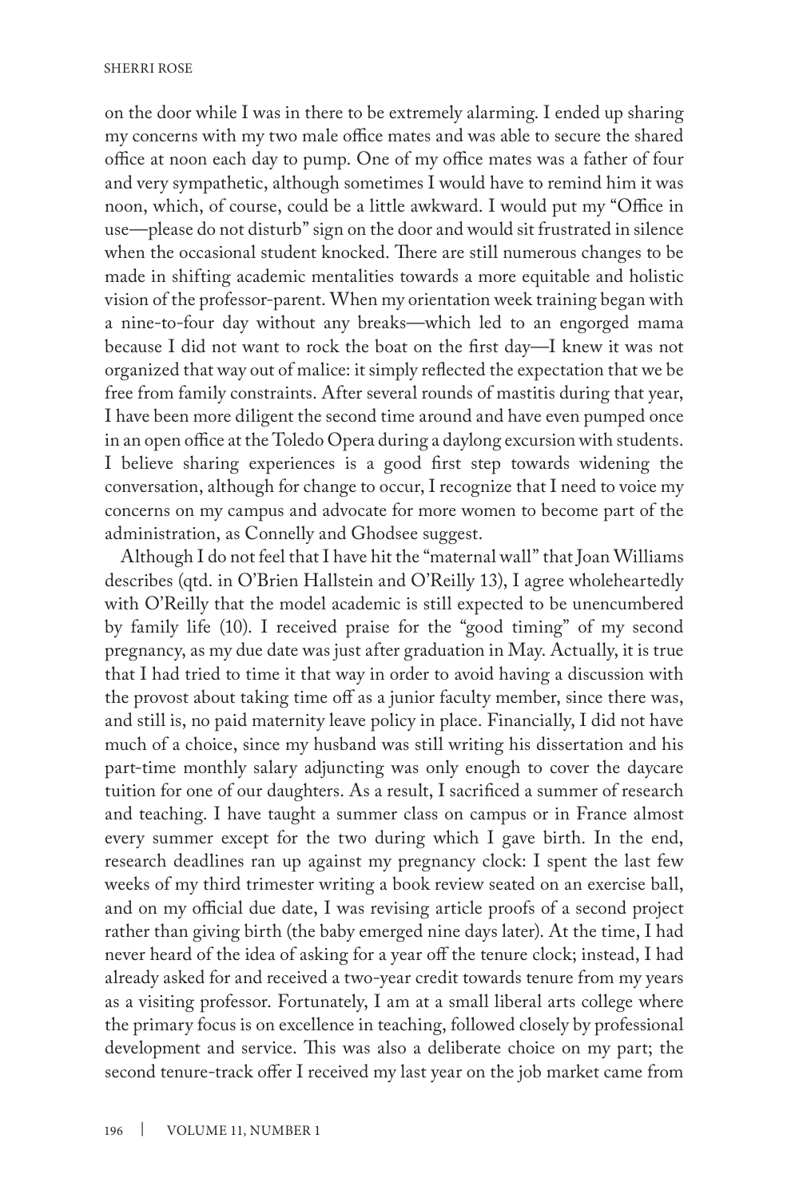on the door while I was in there to be extremely alarming. I ended up sharing my concerns with my two male office mates and was able to secure the shared office at noon each day to pump. One of my office mates was a father of four and very sympathetic, although sometimes I would have to remind him it was noon, which, of course, could be a little awkward. I would put my "Office in use—please do not disturb" sign on the door and would sit frustrated in silence when the occasional student knocked. There are still numerous changes to be made in shifting academic mentalities towards a more equitable and holistic vision of the professor-parent. When my orientation week training began with a nine-to-four day without any breaks—which led to an engorged mama because I did not want to rock the boat on the first day—I knew it was not organized that way out of malice: it simply reflected the expectation that we be free from family constraints. After several rounds of mastitis during that year, I have been more diligent the second time around and have even pumped once in an open office at the Toledo Opera during a daylong excursion with students. I believe sharing experiences is a good first step towards widening the conversation, although for change to occur, I recognize that I need to voice my concerns on my campus and advocate for more women to become part of the administration, as Connelly and Ghodsee suggest.

Although I do not feel that I have hit the "maternal wall" that Joan Williams describes (qtd. in O'Brien Hallstein and O'Reilly 13), I agree wholeheartedly with O'Reilly that the model academic is still expected to be unencumbered by family life (10). I received praise for the "good timing" of my second pregnancy, as my due date was just after graduation in May. Actually, it is true that I had tried to time it that way in order to avoid having a discussion with the provost about taking time off as a junior faculty member, since there was, and still is, no paid maternity leave policy in place. Financially, I did not have much of a choice, since my husband was still writing his dissertation and his part-time monthly salary adjuncting was only enough to cover the daycare tuition for one of our daughters. As a result, I sacrificed a summer of research and teaching. I have taught a summer class on campus or in France almost every summer except for the two during which I gave birth. In the end, research deadlines ran up against my pregnancy clock: I spent the last few weeks of my third trimester writing a book review seated on an exercise ball, and on my official due date, I was revising article proofs of a second project rather than giving birth (the baby emerged nine days later). At the time, I had never heard of the idea of asking for a year off the tenure clock; instead, I had already asked for and received a two-year credit towards tenure from my years as a visiting professor. Fortunately, I am at a small liberal arts college where the primary focus is on excellence in teaching, followed closely by professional development and service. This was also a deliberate choice on my part; the second tenure-track offer I received my last year on the job market came from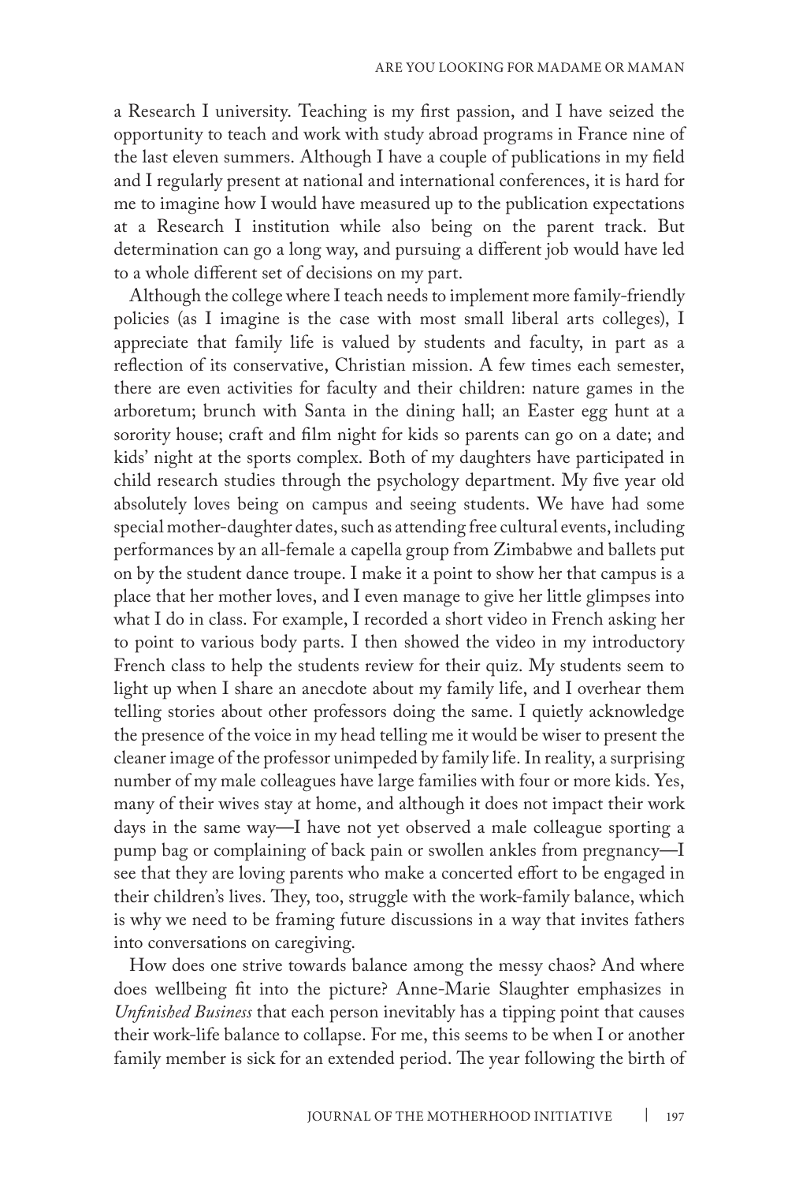a Research I university. Teaching is my first passion, and I have seized the opportunity to teach and work with study abroad programs in France nine of the last eleven summers. Although I have a couple of publications in my field and I regularly present at national and international conferences, it is hard for me to imagine how I would have measured up to the publication expectations at a Research I institution while also being on the parent track. But determination can go a long way, and pursuing a different job would have led to a whole different set of decisions on my part.

Although the college where I teach needs to implement more family-friendly policies (as I imagine is the case with most small liberal arts colleges), I appreciate that family life is valued by students and faculty, in part as a reflection of its conservative, Christian mission. A few times each semester, there are even activities for faculty and their children: nature games in the arboretum; brunch with Santa in the dining hall; an Easter egg hunt at a sorority house; craft and film night for kids so parents can go on a date; and kids' night at the sports complex. Both of my daughters have participated in child research studies through the psychology department. My five year old absolutely loves being on campus and seeing students. We have had some special mother-daughter dates, such as attending free cultural events, including performances by an all-female a capella group from Zimbabwe and ballets put on by the student dance troupe. I make it a point to show her that campus is a place that her mother loves, and I even manage to give her little glimpses into what I do in class. For example, I recorded a short video in French asking her to point to various body parts. I then showed the video in my introductory French class to help the students review for their quiz. My students seem to light up when I share an anecdote about my family life, and I overhear them telling stories about other professors doing the same. I quietly acknowledge the presence of the voice in my head telling me it would be wiser to present the cleaner image of the professor unimpeded by family life. In reality, a surprising number of my male colleagues have large families with four or more kids. Yes, many of their wives stay at home, and although it does not impact their work days in the same way—I have not yet observed a male colleague sporting a pump bag or complaining of back pain or swollen ankles from pregnancy—I see that they are loving parents who make a concerted effort to be engaged in their children's lives. They, too, struggle with the work-family balance, which is why we need to be framing future discussions in a way that invites fathers into conversations on caregiving.

How does one strive towards balance among the messy chaos? And where does wellbeing fit into the picture? Anne-Marie Slaughter emphasizes in *Unfinished Business* that each person inevitably has a tipping point that causes their work-life balance to collapse. For me, this seems to be when I or another family member is sick for an extended period. The year following the birth of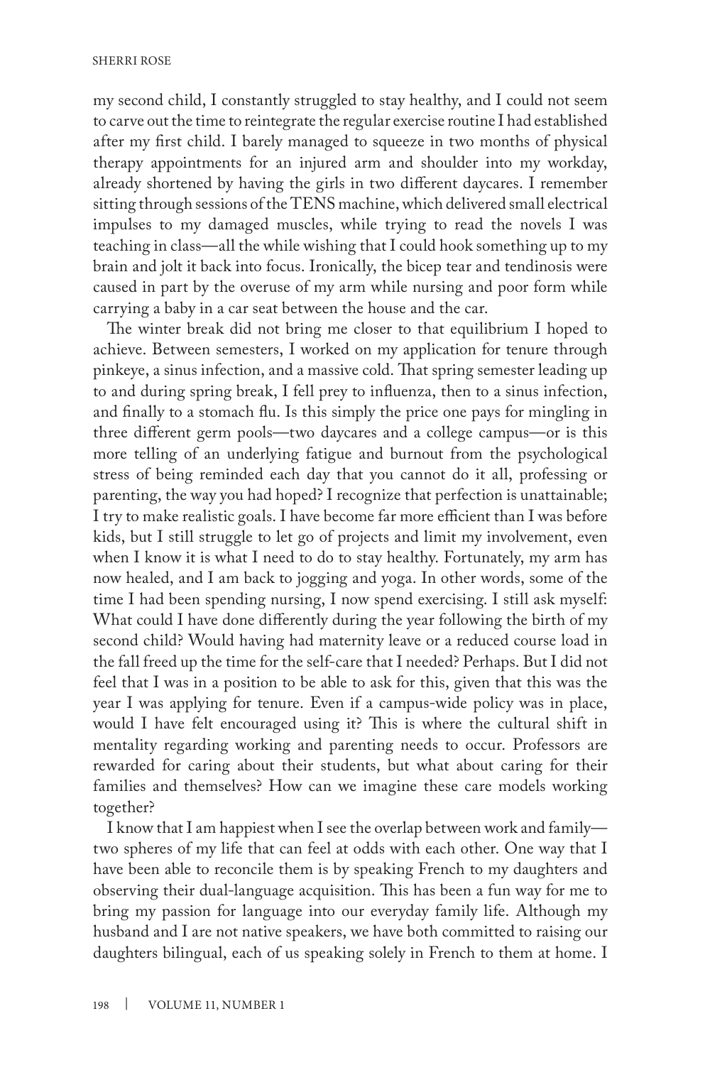my second child, I constantly struggled to stay healthy, and I could not seem to carve out the time to reintegrate the regular exercise routine I had established after my first child. I barely managed to squeeze in two months of physical therapy appointments for an injured arm and shoulder into my workday, already shortened by having the girls in two different daycares. I remember sitting through sessions of the TENS machine, which delivered small electrical impulses to my damaged muscles, while trying to read the novels I was teaching in class—all the while wishing that I could hook something up to my brain and jolt it back into focus. Ironically, the bicep tear and tendinosis were caused in part by the overuse of my arm while nursing and poor form while carrying a baby in a car seat between the house and the car.

The winter break did not bring me closer to that equilibrium I hoped to achieve. Between semesters, I worked on my application for tenure through pinkeye, a sinus infection, and a massive cold. That spring semester leading up to and during spring break, I fell prey to influenza, then to a sinus infection, and finally to a stomach flu. Is this simply the price one pays for mingling in three different germ pools—two daycares and a college campus—or is this more telling of an underlying fatigue and burnout from the psychological stress of being reminded each day that you cannot do it all, professing or parenting, the way you had hoped? I recognize that perfection is unattainable; I try to make realistic goals. I have become far more efficient than I was before kids, but I still struggle to let go of projects and limit my involvement, even when I know it is what I need to do to stay healthy. Fortunately, my arm has now healed, and I am back to jogging and yoga. In other words, some of the time I had been spending nursing, I now spend exercising. I still ask myself: What could I have done differently during the year following the birth of my second child? Would having had maternity leave or a reduced course load in the fall freed up the time for the self-care that I needed? Perhaps. But I did not feel that I was in a position to be able to ask for this, given that this was the year I was applying for tenure. Even if a campus-wide policy was in place, would I have felt encouraged using it? This is where the cultural shift in mentality regarding working and parenting needs to occur. Professors are rewarded for caring about their students, but what about caring for their families and themselves? How can we imagine these care models working together?

I know that I am happiest when I see the overlap between work and family—two spheres of my life that can feel at odds with each other. One way that I have been able to reconcile them is by speaking French to my daughters and observing their dual-language acquisition. This has been a fun way for me to bring my passion for language into our everyday family life. Although my husband and I are not native speakers, we have both committed to raising our daughters bilingual, each of us speaking solely in French to them at home. I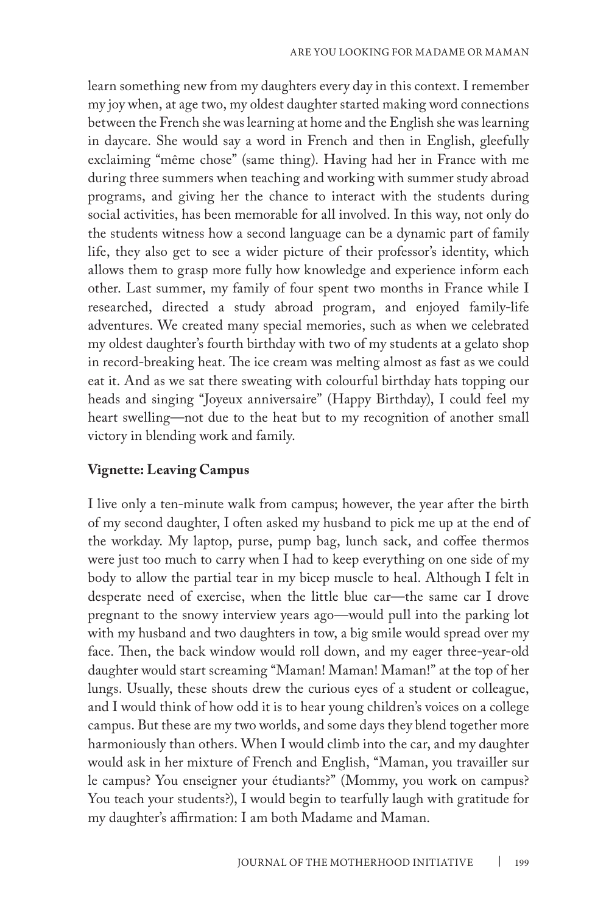learn something new from my daughters every day in this context. I remember my joy when, at age two, my oldest daughter started making word connections between the French she was learning at home and the English she was learning in daycare. She would say a word in French and then in English, gleefully exclaiming "même chose" (same thing). Having had her in France with me during three summers when teaching and working with summer study abroad programs, and giving her the chance to interact with the students during social activities, has been memorable for all involved. In this way, not only do the students witness how a second language can be a dynamic part of family life, they also get to see a wider picture of their professor's identity, which allows them to grasp more fully how knowledge and experience inform each other. Last summer, my family of four spent two months in France while I researched, directed a study abroad program, and enjoyed family-life adventures. We created many special memories, such as when we celebrated my oldest daughter's fourth birthday with two of my students at a gelato shop in record-breaking heat. The ice cream was melting almost as fast as we could eat it. And as we sat there sweating with colourful birthday hats topping our heads and singing "Joyeux anniversaire" (Happy Birthday), I could feel my heart swelling—not due to the heat but to my recognition of another small victory in blending work and family.

**Vignette: Leaving Campus**

I live only a ten-minute walk from campus; however, the year after the birth of my second daughter, I often asked my husband to pick me up at the end of the workday. My laptop, purse, pump bag, lunch sack, and coffee thermos were just too much to carry when I had to keep everything on one side of my body to allow the partial tear in my bicep muscle to heal. Although I felt in desperate need of exercise, when the little blue car—the same car I drove pregnant to the snowy interview years ago—would pull into the parking lot with my husband and two daughters in tow, a big smile would spread over my face. Then, the back window would roll down, and my eager three-year-old daughter would start screaming "Maman! Maman! Maman!" at the top of her lungs. Usually, these shouts drew the curious eyes of a student or colleague, and I would think of how odd it is to hear young children's voices on a college campus. But these are my two worlds, and some days they blend together more harmoniously than others. When I would climb into the car, and my daughter would ask in her mixture of French and English, "Maman, you travailler sur le campus? You enseigner your étudiants?" (Mommy, you work on campus? You teach your students?), I would begin to tearfully laugh with gratitude for my daughter's affirmation: I am both Madame and Maman.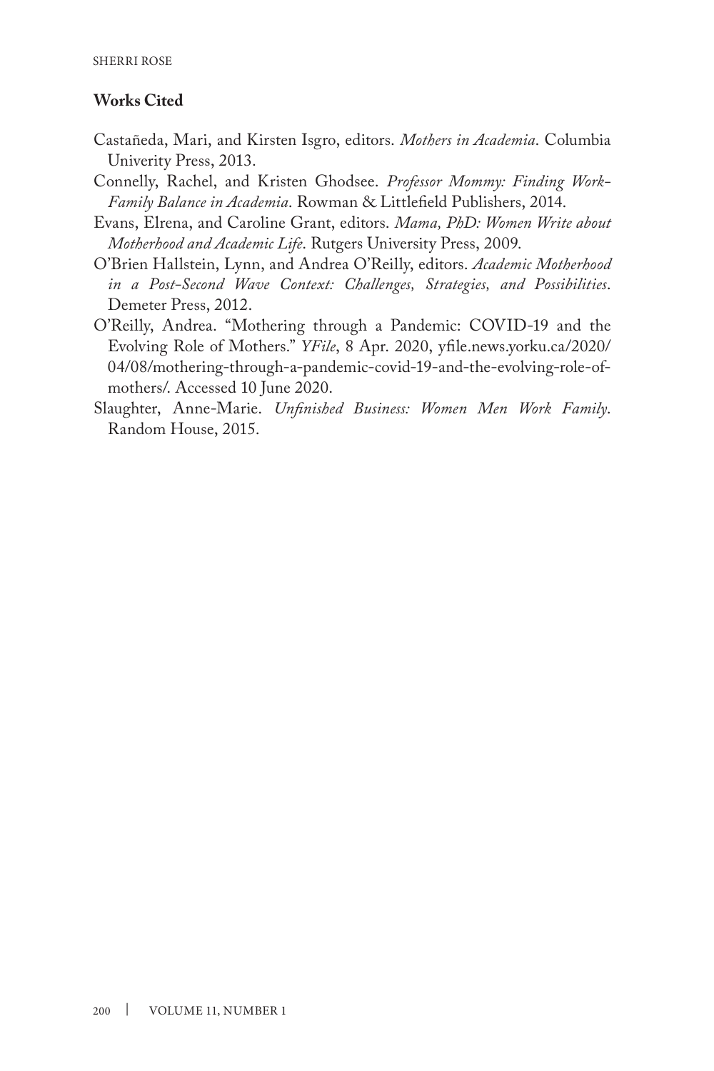**Works Cited**

Castañeda, Mari, and Kirsten Isgro, editors. *Mothers in Academia*. Columbia Univerity Press, 2013.

Connelly, Rachel, and Kristen Ghodsee. *Professor Mommy: Finding Work-Family Balance in Academia*. Rowman & Littlefield Publishers, 2014.

Evans, Elrena, and Caroline Grant, editors. *Mama, PhD: Women Write about Motherhood and Academic Life*. Rutgers University Press, 2009.

O'Brien Hallstein, Lynn, and Andrea O'Reilly, editors. *Academic Motherhood in a Post-Second Wave Context: Challenges, Strategies, and Possibilities*. Demeter Press, 2012.

O'Reilly, Andrea. "Mothering through a Pandemic: COVID-19 and the Evolving Role of Mothers." *YFile*, 8 Apr. 2020, yfile.news.yorku.ca/2020/04/08/mothering-through-a-pandemic-covid-19-and-the-evolving-role-of-mothers/. Accessed 10 June 2020.

Slaughter, Anne-Marie. *Unfinished Business: Women Men Work Family*. Random House, 2015.